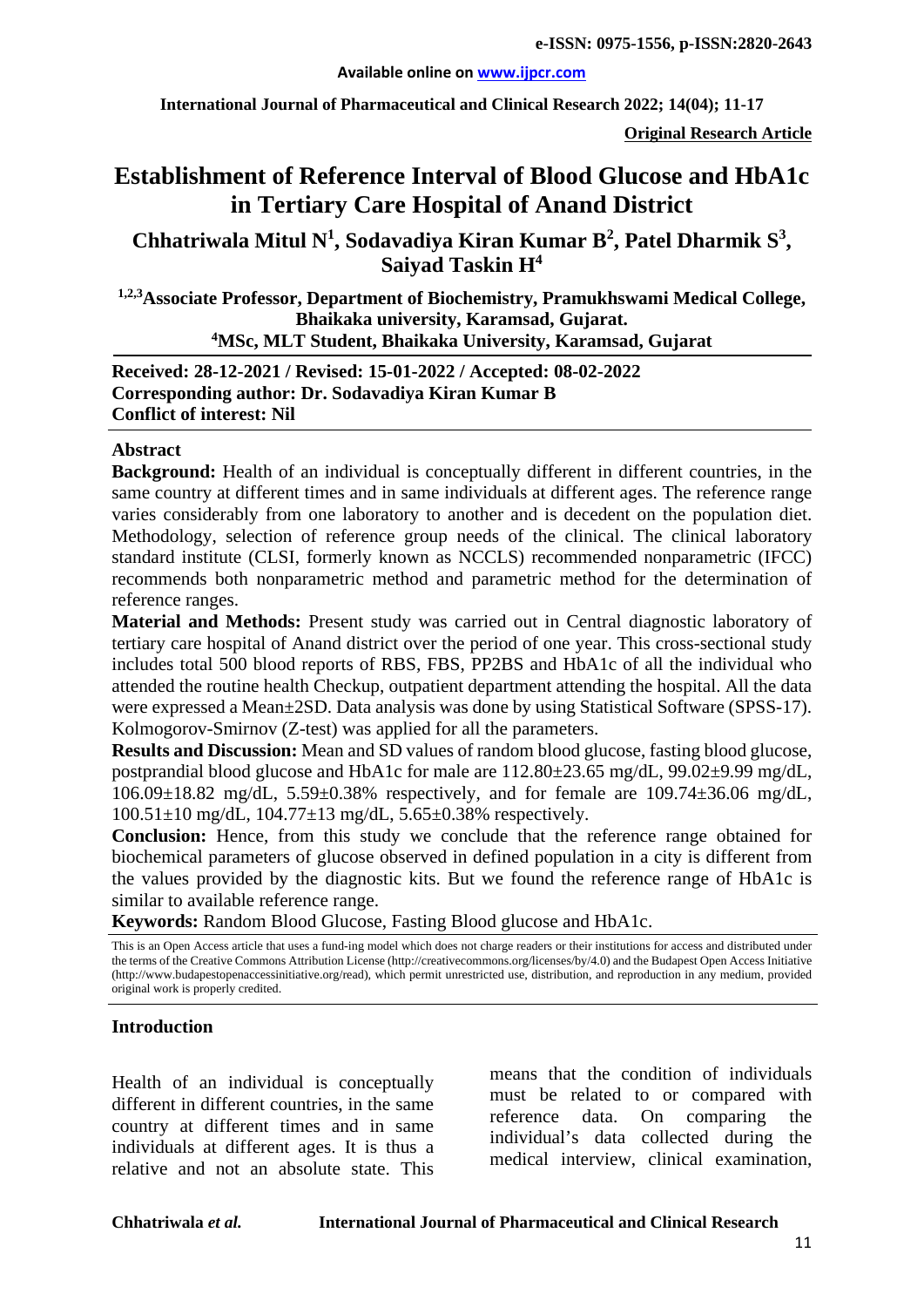# Establishment of Reference Interval of Blood Glucose and HbA1c in Tertiary Care Hospital of Anand District

**Chhatriwala Mitul N[1], Sodavadiya Kiran Kumar B[2], Patel Dharmik S[3], Saiyad Taskin H[4]**

**[1,2,3]Associate Professor, Department of Biochemistry, Pramukhswami Medical College, Bhaikaka university, Karamsad, Gujarat.**
**[4]MSc, MLT Student, Bhaikaka University, Karamsad, Gujarat**

**Received: 28-12-2021 / Revised: 15-01-2022 / Accepted: 08-02-2022**
**Corresponding author: Dr. Sodavadiya Kiran Kumar B**
**Conflict of interest: Nil**

## Abstract

**Background:** Health of an individual is conceptually different in different countries, in the same country at different times and in same individuals at different ages. The reference range varies considerably from one laboratory to another and is decedent on the population diet. Methodology, selection of reference group needs of the clinical. The clinical laboratory standard institute (CLSI, formerly known as NCCLS) recommended nonparametric (IFCC) recommends both nonparametric method and parametric method for the determination of reference ranges.

**Material and Methods:** Present study was carried out in Central diagnostic laboratory of tertiary care hospital of Anand district over the period of one year. This cross-sectional study includes total 500 blood reports of RBS, FBS, PP2BS and HbA1c of all the individual who attended the routine health Checkup, outpatient department attending the hospital. All the data were expressed a Mean±2SD. Data analysis was done by using Statistical Software (SPSS-17). Kolmogorov-Smirnov (Z-test) was applied for all the parameters.

**Results and Discussion:** Mean and SD values of random blood glucose, fasting blood glucose, postprandial blood glucose and HbA1c for male are 112.80±23.65 mg/dL, 99.02±9.99 mg/dL, 106.09±18.82 mg/dL, 5.59±0.38% respectively, and for female are 109.74±36.06 mg/dL, 100.51±10 mg/dL, 104.77±13 mg/dL, 5.65±0.38% respectively.

**Conclusion:** Hence, from this study we conclude that the reference range obtained for biochemical parameters of glucose observed in defined population in a city is different from the values provided by the diagnostic kits. But we found the reference range of HbA1c is similar to available reference range.

**Keywords:** Random Blood Glucose, Fasting Blood glucose and HbA1c.

This is an Open Access article that uses a fund-ing model which does not charge readers or their institutions for access and distributed under the terms of the Creative Commons Attribution License (http://creativecommons.org/licenses/by/4.0) and the Budapest Open Access Initiative (http://www.budapestopenaccessinitiative.org/read), which permit unrestricted use, distribution, and reproduction in any medium, provided original work is properly credited.

## Introduction

Health of an individual is conceptually different in different countries, in the same country at different times and in same individuals at different ages. It is thus a relative and not an absolute state. This means that the condition of individuals must be related to or compared with reference data. On comparing the individual's data collected during the medical interview, clinical examination,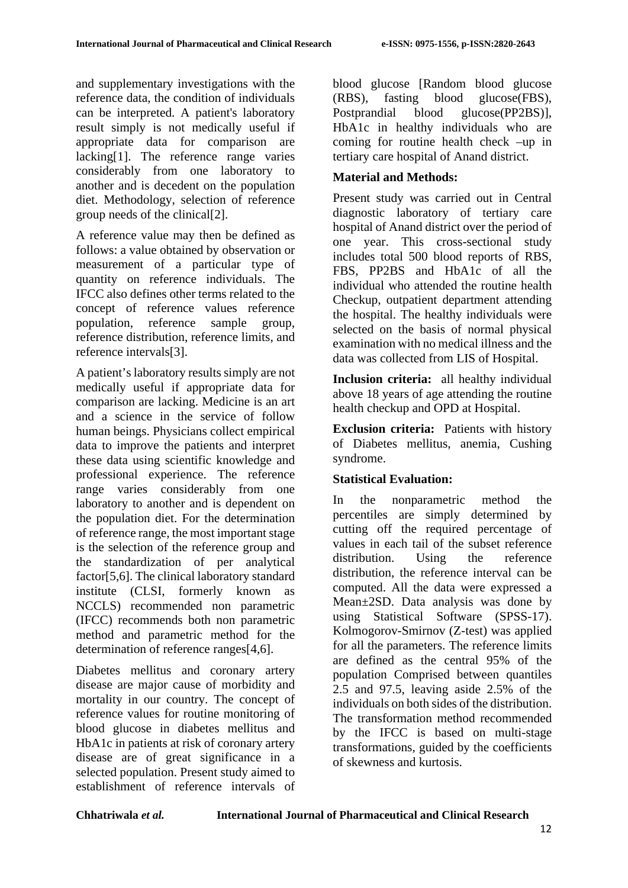and supplementary investigations with the reference data, the condition of individuals can be interpreted. A patient's laboratory result simply is not medically useful if appropriate data for comparison are lacking[1]. The reference range varies considerably from one laboratory to another and is decedent on the population diet. Methodology, selection of reference group needs of the clinical[2].

A reference value may then be defined as follows: a value obtained by observation or measurement of a particular type of quantity on reference individuals. The IFCC also defines other terms related to the concept of reference values reference population, reference sample group, reference distribution, reference limits, and reference intervals[3].

A patient's laboratory results simply are not medically useful if appropriate data for comparison are lacking. Medicine is an art and a science in the service of follow human beings. Physicians collect empirical data to improve the patients and interpret these data using scientific knowledge and professional experience. The reference range varies considerably from one laboratory to another and is dependent on the population diet. For the determination of reference range, the most important stage is the selection of the reference group and the standardization of per analytical factor[5,6]. The clinical laboratory standard institute (CLSI, formerly known as NCCLS) recommended non parametric (IFCC) recommends both non parametric method and parametric method for the determination of reference ranges[4,6].

Diabetes mellitus and coronary artery disease are major cause of morbidity and mortality in our country. The concept of reference values for routine monitoring of blood glucose in diabetes mellitus and HbA1c in patients at risk of coronary artery disease are of great significance in a selected population. Present study aimed to establishment of reference intervals of blood glucose [Random blood glucose (RBS), fasting blood glucose(FBS), Postprandial blood glucose(PP2BS)], HbA1c in healthy individuals who are coming for routine health check –up in tertiary care hospital of Anand district.

## Material and Methods:

Present study was carried out in Central diagnostic laboratory of tertiary care hospital of Anand district over the period of one year. This cross-sectional study includes total 500 blood reports of RBS, FBS, PP2BS and HbA1c of all the individual who attended the routine health Checkup, outpatient department attending the hospital. The healthy individuals were selected on the basis of normal physical examination with no medical illness and the data was collected from LIS of Hospital.

**Inclusion criteria:** all healthy individual above 18 years of age attending the routine health checkup and OPD at Hospital.

**Exclusion criteria:** Patients with history of Diabetes mellitus, anemia, Cushing syndrome.

## Statistical Evaluation:

In the nonparametric method the percentiles are simply determined by cutting off the required percentage of values in each tail of the subset reference distribution. Using the reference distribution, the reference interval can be computed. All the data were expressed a Mean±2SD. Data analysis was done by using Statistical Software (SPSS-17). Kolmogorov-Smirnov (Z-test) was applied for all the parameters. The reference limits are defined as the central 95% of the population Comprised between quantiles 2.5 and 97.5, leaving aside 2.5% of the individuals on both sides of the distribution. The transformation method recommended by the IFCC is based on multi-stage transformations, guided by the coefficients of skewness and kurtosis.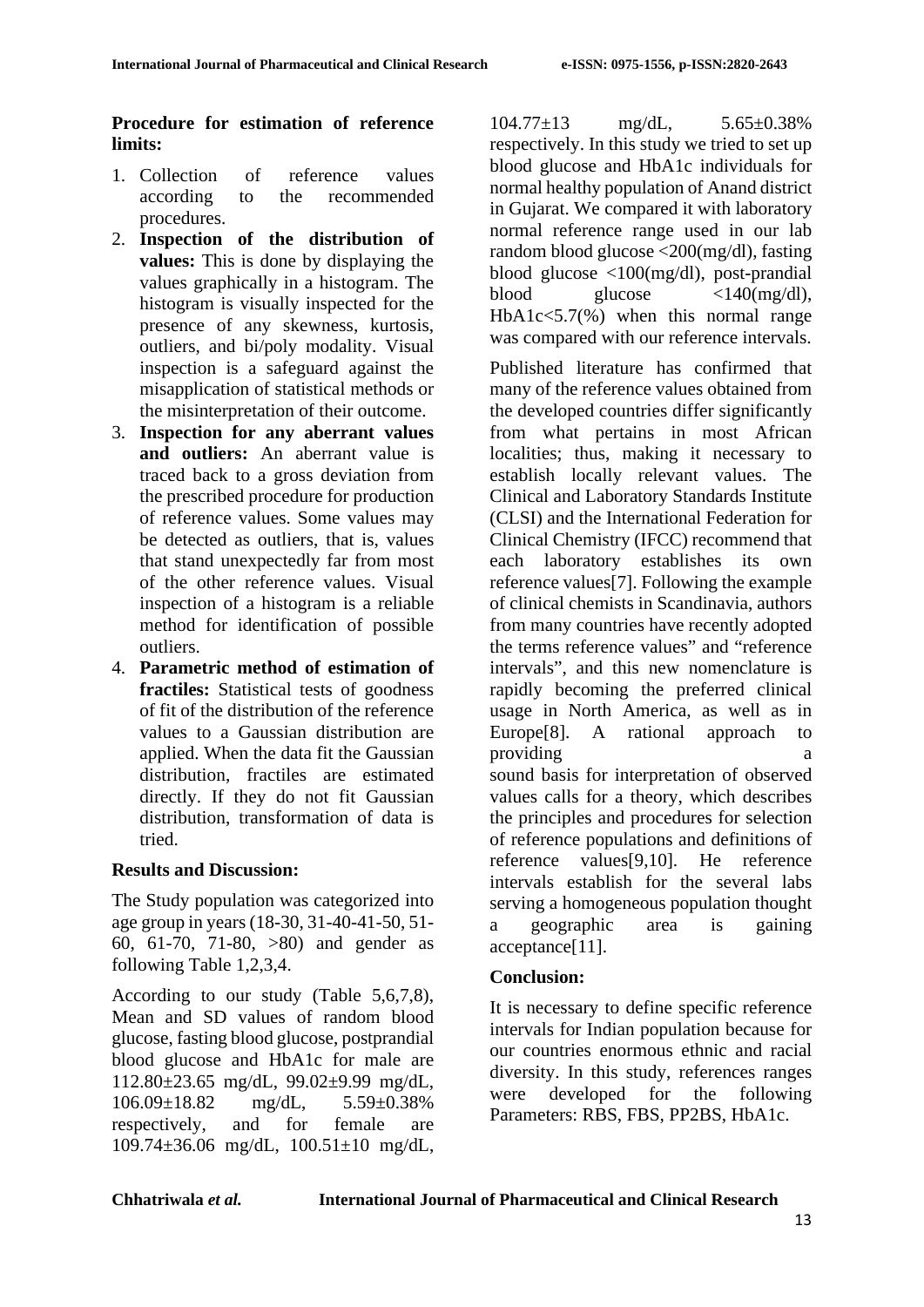**Procedure for estimation of reference limits:**

1. Collection of reference values according to the recommended procedures.
2. **Inspection of the distribution of values:** This is done by displaying the values graphically in a histogram. The histogram is visually inspected for the presence of any skewness, kurtosis, outliers, and bi/poly modality. Visual inspection is a safeguard against the misapplication of statistical methods or the misinterpretation of their outcome.
3. **Inspection for any aberrant values and outliers:** An aberrant value is traced back to a gross deviation from the prescribed procedure for production of reference values. Some values may be detected as outliers, that is, values that stand unexpectedly far from most of the other reference values. Visual inspection of a histogram is a reliable method for identification of possible outliers.
4. **Parametric method of estimation of fractiles:** Statistical tests of goodness of fit of the distribution of the reference values to a Gaussian distribution are applied. When the data fit the Gaussian distribution, fractiles are estimated directly. If they do not fit Gaussian distribution, transformation of data is tried.

**Results and Discussion:**

The Study population was categorized into age group in years (18-30, 31-40-41-50, 51-60, 61-70, 71-80, >80) and gender as following Table 1,2,3,4.

According to our study (Table 5,6,7,8), Mean and SD values of random blood glucose, fasting blood glucose, postprandial blood glucose and HbA1c for male are 112.80±23.65 mg/dL, 99.02±9.99 mg/dL, 106.09±18.82 mg/dL, 5.59±0.38% respectively, and for female are 109.74±36.06 mg/dL, 100.51±10 mg/dL, 104.77±13 mg/dL, 5.65±0.38% respectively. In this study we tried to set up blood glucose and HbA1c individuals for normal healthy population of Anand district in Gujarat. We compared it with laboratory normal reference range used in our lab random blood glucose <200(mg/dl), fasting blood glucose <100(mg/dl), post-prandial blood glucose <140(mg/dl), HbA1c<5.7(%) when this normal range was compared with our reference intervals.

Published literature has confirmed that many of the reference values obtained from the developed countries differ significantly from what pertains in most African localities; thus, making it necessary to establish locally relevant values. The Clinical and Laboratory Standards Institute (CLSI) and the International Federation for Clinical Chemistry (IFCC) recommend that each laboratory establishes its own reference values[7]. Following the example of clinical chemists in Scandinavia, authors from many countries have recently adopted the terms reference values" and "reference intervals", and this new nomenclature is rapidly becoming the preferred clinical usage in North America, as well as in Europe[8]. A rational approach to providing a sound basis for interpretation of observed values calls for a theory, which describes the principles and procedures for selection of reference populations and definitions of reference values[9,10]. He reference intervals establish for the several labs serving a homogeneous population thought a geographic area is gaining acceptance[11].

**Conclusion:**

It is necessary to define specific reference intervals for Indian population because for our countries enormous ethnic and racial diversity. In this study, references ranges were developed for the following Parameters: RBS, FBS, PP2BS, HbA1c.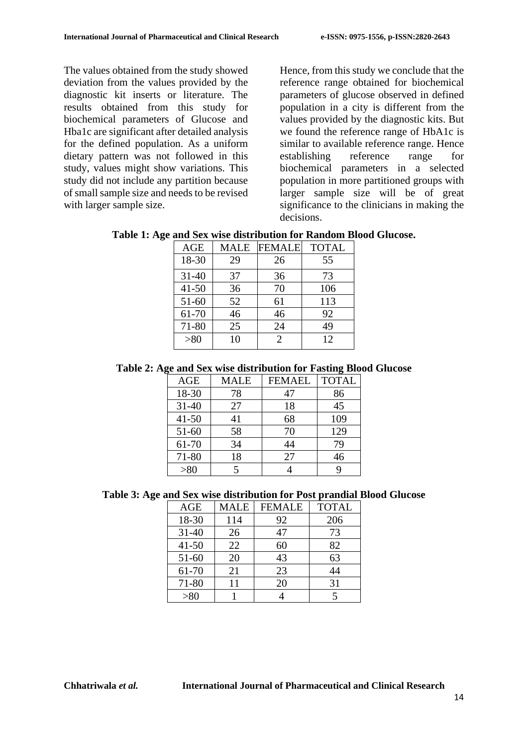The values obtained from the study showed deviation from the values provided by the diagnostic kit inserts or literature. The results obtained from this study for biochemical parameters of Glucose and Hba1c are significant after detailed analysis for the defined population. As a uniform dietary pattern was not followed in this study, values might show variations. This study did not include any partition because of small sample size and needs to be revised with larger sample size.

Hence, from this study we conclude that the reference range obtained for biochemical parameters of glucose observed in defined population in a city is different from the values provided by the diagnostic kits. But we found the reference range of HbA1c is similar to available reference range. Hence establishing reference range for biochemical parameters in a selected population in more partitioned groups with larger sample size will be of great significance to the clinicians in making the decisions.

**Table 1: Age and Sex wise distribution for Random Blood Glucose.**

| AGE | MALE | FEMALE | TOTAL |
|---|---|---|---|
| 18-30 | 29 | 26 | 55 |
| 31-40 | 37 | 36 | 73 |
| 41-50 | 36 | 70 | 106 |
| 51-60 | 52 | 61 | 113 |
| 61-70 | 46 | 46 | 92 |
| 71-80 | 25 | 24 | 49 |
| >80 | 10 | 2 | 12 |

**Table 2: Age and Sex wise distribution for Fasting Blood Glucose**

| AGE | MALE | FEMAEL | TOTAL |
|---|---|---|---|
| 18-30 | 78 | 47 | 86 |
| 31-40 | 27 | 18 | 45 |
| 41-50 | 41 | 68 | 109 |
| 51-60 | 58 | 70 | 129 |
| 61-70 | 34 | 44 | 79 |
| 71-80 | 18 | 27 | 46 |
| >80 | 5 | 4 | 9 |

**Table 3: Age and Sex wise distribution for Post prandial Blood Glucose**

| AGE | MALE | FEMALE | TOTAL |
|---|---|---|---|
| 18-30 | 114 | 92 | 206 |
| 31-40 | 26 | 47 | 73 |
| 41-50 | 22 | 60 | 82 |
| 51-60 | 20 | 43 | 63 |
| 61-70 | 21 | 23 | 44 |
| 71-80 | 11 | 20 | 31 |
| >80 | 1 | 4 | 5 |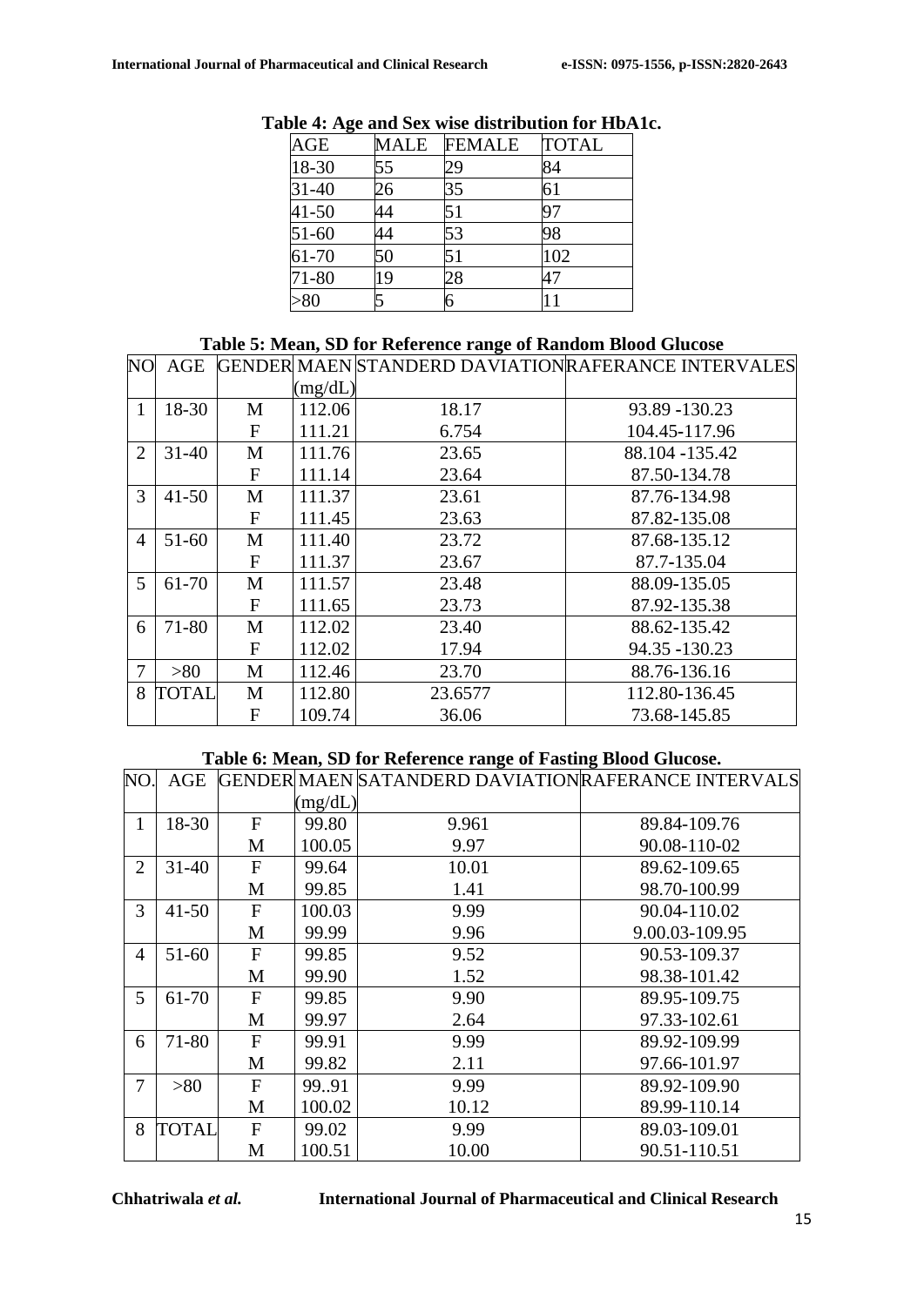**Table 4: Age and Sex wise distribution for HbA1c.**

| AGE | MALE | FEMALE | TOTAL |
|---|---|---|---|
| 18-30 | 55 | 29 | 84 |
| 31-40 | 26 | 35 | 61 |
| 41-50 | 44 | 51 | 97 |
| 51-60 | 44 | 53 | 98 |
| 61-70 | 50 | 51 | 102 |
| 71-80 | 19 | 28 | 47 |
| >80 | 5 | 6 | 11 |

**Table 5: Mean, SD for Reference range of Random Blood Glucose**

| NO | AGE | GENDER | MAEN (mg/dL) | STANDERD DAVIATION | RAFERANCE INTERVALES |
|---|---|---|---|---|---|
| 1 | 18-30 | M | 112.06 | 18.17 | 93.89 -130.23 |
| | | F | 111.21 | 6.754 | 104.45-117.96 |
| 2 | 31-40 | M | 111.76 | 23.65 | 88.104 -135.42 |
| | | F | 111.14 | 23.64 | 87.50-134.78 |
| 3 | 41-50 | M | 111.37 | 23.61 | 87.76-134.98 |
| | | F | 111.45 | 23.63 | 87.82-135.08 |
| 4 | 51-60 | M | 111.40 | 23.72 | 87.68-135.12 |
| | | F | 111.37 | 23.67 | 87.7-135.04 |
| 5 | 61-70 | M | 111.57 | 23.48 | 88.09-135.05 |
| | | F | 111.65 | 23.73 | 87.92-135.38 |
| 6 | 71-80 | M | 112.02 | 23.40 | 88.62-135.42 |
| | | F | 112.02 | 17.94 | 94.35 -130.23 |
| 7 | >80 | M | 112.46 | 23.70 | 88.76-136.16 |
| 8 | TOTAL | M | 112.80 | 23.6577 | 112.80-136.45 |
| | | F | 109.74 | 36.06 | 73.68-145.85 |

**Table 6: Mean, SD for Reference range of Fasting Blood Glucose.**

| NO. | AGE | GENDER | MAEN (mg/dL) | SATANDERD DAVIATION | RAFERANCE INTERVALS |
|---|---|---|---|---|---|
| 1 | 18-30 | F | 99.80 | 9.961 | 89.84-109.76 |
| | | M | 100.05 | 9.97 | 90.08-110-02 |
| 2 | 31-40 | F | 99.64 | 10.01 | 89.62-109.65 |
| | | M | 99.85 | 1.41 | 98.70-100.99 |
| 3 | 41-50 | F | 100.03 | 9.99 | 90.04-110.02 |
| | | M | 99.99 | 9.96 | 9.00.03-109.95 |
| 4 | 51-60 | F | 99.85 | 9.52 | 90.53-109.37 |
| | | M | 99.90 | 1.52 | 98.38-101.42 |
| 5 | 61-70 | F | 99.85 | 9.90 | 89.95-109.75 |
| | | M | 99.97 | 2.64 | 97.33-102.61 |
| 6 | 71-80 | F | 99.91 | 9.99 | 89.92-109.99 |
| | | M | 99.82 | 2.11 | 97.66-101.97 |
| 7 | >80 | F | 99..91 | 9.99 | 89.92-109.90 |
| | | M | 100.02 | 10.12 | 89.99-110.14 |
| 8 | TOTAL | F | 99.02 | 9.99 | 89.03-109.01 |
| | | M | 100.51 | 10.00 | 90.51-110.51 |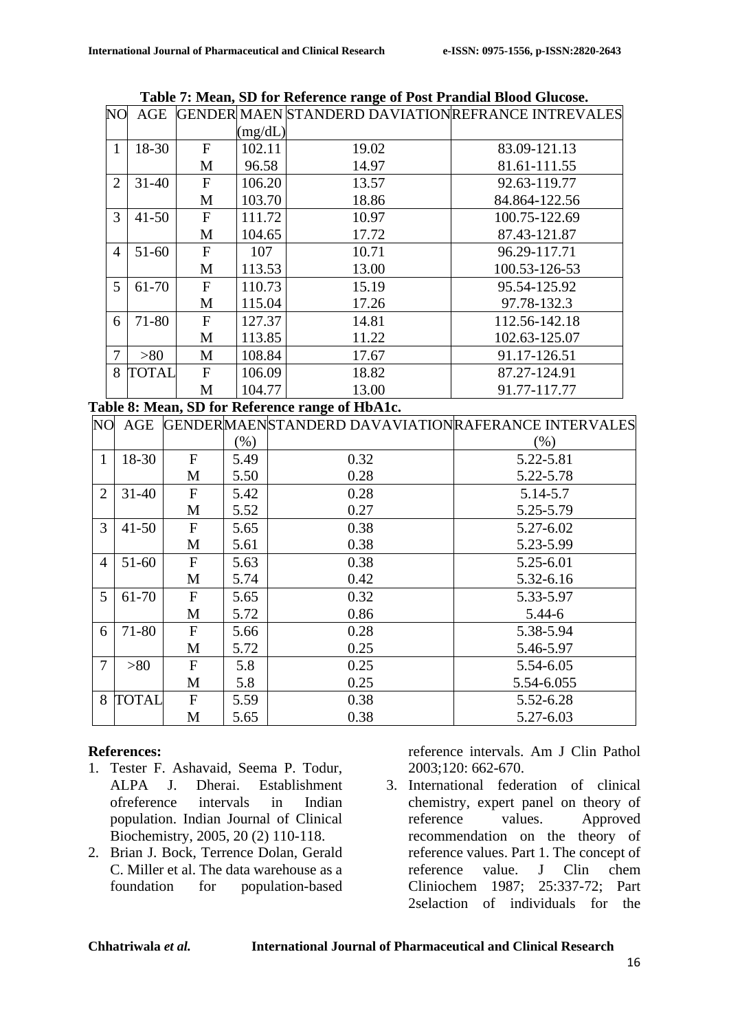**Table 7: Mean, SD for Reference range of Post Prandial Blood Glucose.**

| NO | AGE | GENDER | MAEN (mg/dL) | STANDERD DAVIATION | REFRANCE INTREVALES |
|---|---|---|---|---|---|
| 1 | 18-30 | F | 102.11 | 19.02 | 83.09-121.13 |
| | | M | 96.58 | 14.97 | 81.61-111.55 |
| 2 | 31-40 | F | 106.20 | 13.57 | 92.63-119.77 |
| | | M | 103.70 | 18.86 | 84.864-122.56 |
| 3 | 41-50 | F | 111.72 | 10.97 | 100.75-122.69 |
| | | M | 104.65 | 17.72 | 87.43-121.87 |
| 4 | 51-60 | F | 107 | 10.71 | 96.29-117.71 |
| | | M | 113.53 | 13.00 | 100.53-126-53 |
| 5 | 61-70 | F | 110.73 | 15.19 | 95.54-125.92 |
| | | M | 115.04 | 17.26 | 97.78-132.3 |
| 6 | 71-80 | F | 127.37 | 14.81 | 112.56-142.18 |
| | | M | 113.85 | 11.22 | 102.63-125.07 |
| 7 | >80 | M | 108.84 | 17.67 | 91.17-126.51 |
| 8 | TOTAL | F | 106.09 | 18.82 | 87.27-124.91 |
| | | M | 104.77 | 13.00 | 91.77-117.77 |

**Table 8: Mean, SD for Reference range of HbA1c.**

| NO | AGE | GENDER | MAEN (%) | STANDERD DAVAVIATION | RAFERANCE INTERVALES (%) |
|---|---|---|---|---|---|
| 1 | 18-30 | F | 5.49 | 0.32 | 5.22-5.81 |
| | | M | 5.50 | 0.28 | 5.22-5.78 |
| 2 | 31-40 | F | 5.42 | 0.28 | 5.14-5.7 |
| | | M | 5.52 | 0.27 | 5.25-5.79 |
| 3 | 41-50 | F | 5.65 | 0.38 | 5.27-6.02 |
| | | M | 5.61 | 0.38 | 5.23-5.99 |
| 4 | 51-60 | F | 5.63 | 0.38 | 5.25-6.01 |
| | | M | 5.74 | 0.42 | 5.32-6.16 |
| 5 | 61-70 | F | 5.65 | 0.32 | 5.33-5.97 |
| | | M | 5.72 | 0.86 | 5.44-6 |
| 6 | 71-80 | F | 5.66 | 0.28 | 5.38-5.94 |
| | | M | 5.72 | 0.25 | 5.46-5.97 |
| 7 | >80 | F | 5.8 | 0.25 | 5.54-6.05 |
| | | M | 5.8 | 0.25 | 5.54-6.055 |
| 8 | TOTAL | F | 5.59 | 0.38 | 5.52-6.28 |
| | | M | 5.65 | 0.38 | 5.27-6.03 |

## References:

1. Tester F. Ashavaid, Seema P. Todur, ALPA J. Dherai. Establishment ofreference intervals in Indian population. Indian Journal of Clinical Biochemistry, 2005, 20 (2) 110-118.
2. Brian J. Bock, Terrence Dolan, Gerald C. Miller et al. The data warehouse as a foundation for population-based reference intervals. Am J Clin Pathol 2003;120: 662-670.
3. International federation of clinical chemistry, expert panel on theory of reference values. Approved recommendation on the theory of reference values. Part 1. The concept of reference value. J Clin chem Cliniochem 1987; 25:337-72; Part 2selaction of individuals for the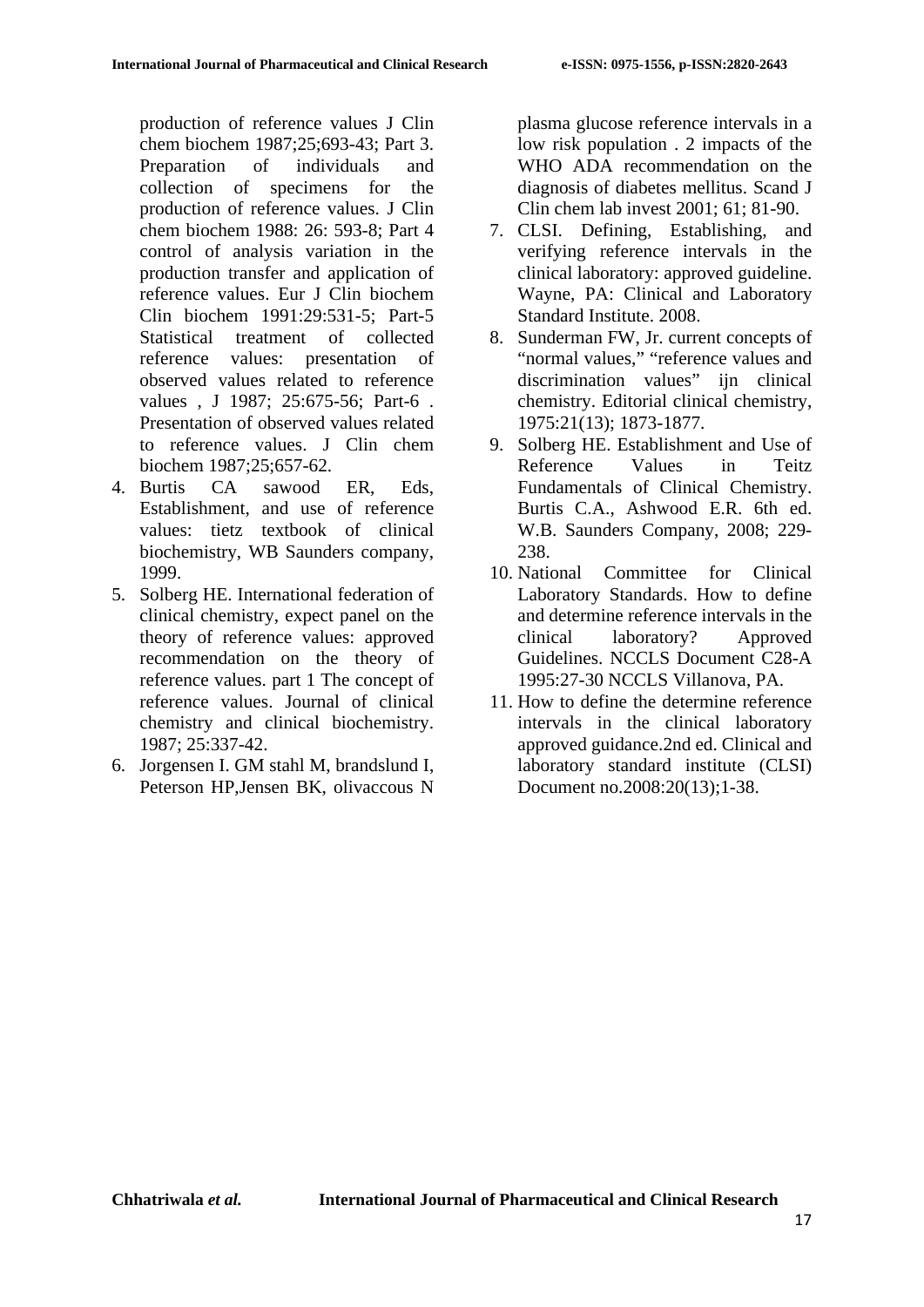production of reference values J Clin chem biochem 1987;25;693-43; Part 3. Preparation of individuals and collection of specimens for the production of reference values. J Clin chem biochem 1988: 26: 593-8; Part 4 control of analysis variation in the production transfer and application of reference values. Eur J Clin biochem Clin biochem 1991:29:531-5; Part-5 Statistical treatment of collected reference values: presentation of observed values related to reference values , J 1987; 25:675-56; Part-6 . Presentation of observed values related to reference values. J Clin chem biochem 1987;25;657-62.

4. Burtis CA sawood ER, Eds, Establishment, and use of reference values: tietz textbook of clinical biochemistry, WB Saunders company, 1999.
5. Solberg HE. International federation of clinical chemistry, expect panel on the theory of reference values: approved recommendation on the theory of reference values. part 1 The concept of reference values. Journal of clinical chemistry and clinical biochemistry. 1987; 25:337-42.
6. Jorgensen I. GM stahl M, brandslund I, Peterson HP,Jensen BK, olivaccous N plasma glucose reference intervals in a low risk population . 2 impacts of the WHO ADA recommendation on the diagnosis of diabetes mellitus. Scand J Clin chem lab invest 2001; 61; 81-90.
7. CLSI. Defining, Establishing, and verifying reference intervals in the clinical laboratory: approved guideline. Wayne, PA: Clinical and Laboratory Standard Institute. 2008.
8. Sunderman FW, Jr. current concepts of "normal values," "reference values and discrimination values" ijn clinical chemistry. Editorial clinical chemistry, 1975:21(13); 1873-1877.
9. Solberg HE. Establishment and Use of Reference Values in Teitz Fundamentals of Clinical Chemistry. Burtis C.A., Ashwood E.R. 6th ed. W.B. Saunders Company, 2008; 229-238.
10. National Committee for Clinical Laboratory Standards. How to define and determine reference intervals in the clinical laboratory? Approved Guidelines. NCCLS Document C28-A 1995:27-30 NCCLS Villanova, PA.
11. How to define the determine reference intervals in the clinical laboratory approved guidance.2nd ed. Clinical and laboratory standard institute (CLSI) Document no.2008:20(13);1-38.